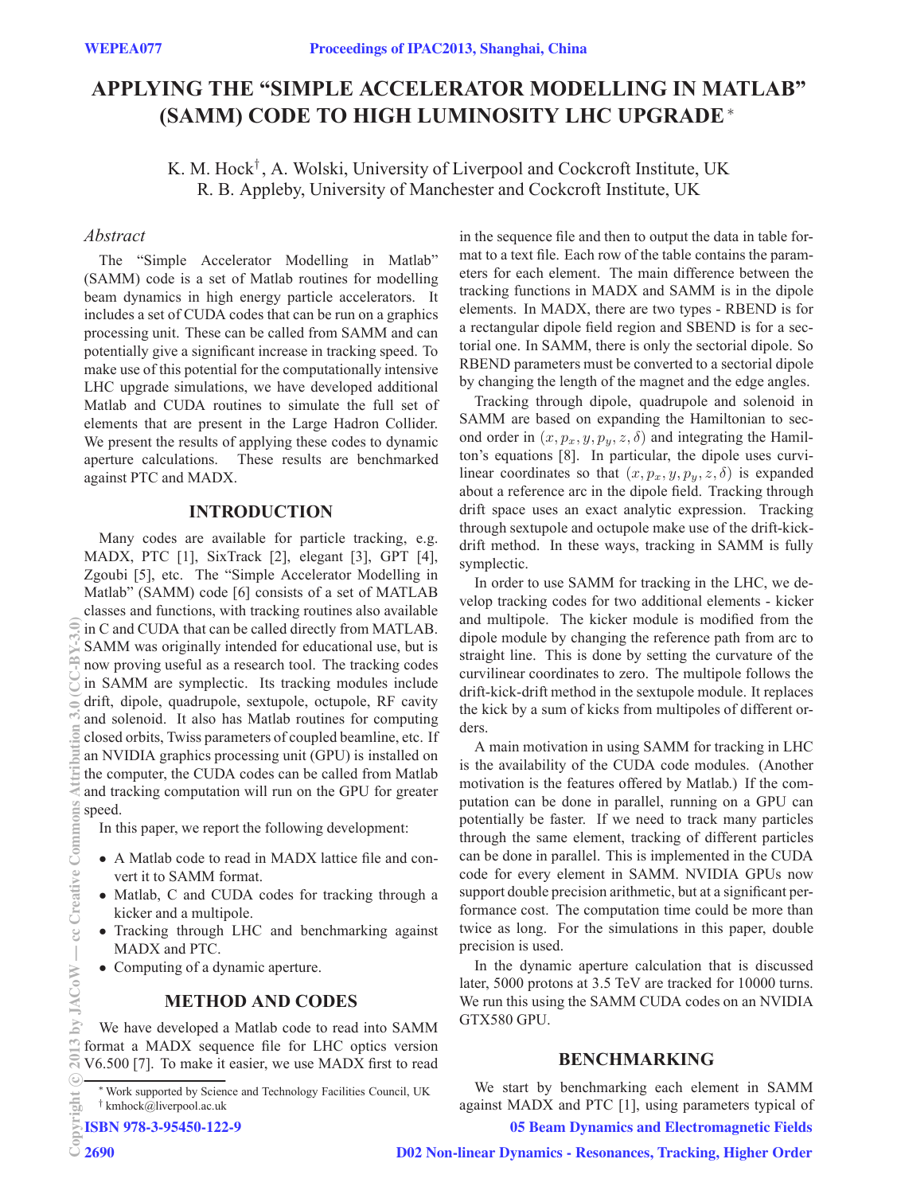# APPLYING THE "SIMPLE ACCELERATOR MODELLING IN MATLAB" (SAMM) CODE TO HIGH LUMINOSITY LHC UPGRADE *

K. M. Hock†, A. Wolski, University of Liverpool and Cockcroft Institute, UK
R. B. Appleby, University of Manchester and Cockcroft Institute, UK

## *Abstract*

The "Simple Accelerator Modelling in Matlab" (SAMM) code is a set of Matlab routines for modelling beam dynamics in high energy particle accelerators. It includes a set of CUDA codes that can be run on a graphics processing unit. These can be called from SAMM and can potentially give a significant increase in tracking speed. To make use of this potential for the computationally intensive LHC upgrade simulations, we have developed additional Matlab and CUDA routines to simulate the full set of elements that are present in the Large Hadron Collider. We present the results of applying these codes to dynamic aperture calculations. These results are benchmarked against PTC and MADX.

## INTRODUCTION

Many codes are available for particle tracking, e.g. MADX, PTC [1], SixTrack [2], elegant [3], GPT [4], Zgoubi [5], etc. The "Simple Accelerator Modelling in Matlab" (SAMM) code [6] consists of a set of MATLAB classes and functions, with tracking routines also available in C and CUDA that can be called directly from MATLAB. SAMM was originally intended for educational use, but is now proving useful as a research tool. The tracking codes in SAMM are symplectic. Its tracking modules include drift, dipole, quadrupole, sextupole, octupole, RF cavity and solenoid. It also has Matlab routines for computing closed orbits, Twiss parameters of coupled beamline, etc. If an NVIDIA graphics processing unit (GPU) is installed on the computer, the CUDA codes can be called from Matlab and tracking computation will run on the GPU for greater speed.

In this paper, we report the following development:

- A Matlab code to read in MADX lattice file and convert it to SAMM format.
- Matlab, C and CUDA codes for tracking through a kicker and a multipole.
- Tracking through LHC and benchmarking against MADX and PTC.
- Computing of a dynamic aperture.

## METHOD AND CODES

We have developed a Matlab code to read into SAMM format a MADX sequence file for LHC optics version V6.500 [7]. To make it easier, we use MADX first to read in the sequence file and then to output the data in table format to a text file. Each row of the table contains the parameters for each element. The main difference between the tracking functions in MADX and SAMM is in the dipole elements. In MADX, there are two types - RBEND is for a rectangular dipole field region and SBEND is for a sectorial one. In SAMM, there is only the sectorial dipole. So RBEND parameters must be converted to a sectorial dipole by changing the length of the magnet and the edge angles.

Tracking through dipole, quadrupole and solenoid in SAMM are based on expanding the Hamiltonian to second order in $(x, p_x, y, p_y, z, \delta)$ and integrating the Hamilton's equations [8]. In particular, the dipole uses curvilinear coordinates so that $(x, p_x, y, p_y, z, \delta)$ is expanded about a reference arc in the dipole field. Tracking through drift space uses an exact analytic expression. Tracking through sextupole and octupole make use of the drift-kick-drift method. In these ways, tracking in SAMM is fully symplectic.

In order to use SAMM for tracking in the LHC, we develop tracking codes for two additional elements - kicker and multipole. The kicker module is modified from the dipole module by changing the reference path from arc to straight line. This is done by setting the curvature of the curvilinear coordinates to zero. The multipole follows the drift-kick-drift method in the sextupole module. It replaces the kick by a sum of kicks from multipoles of different orders.

A main motivation in using SAMM for tracking in LHC is the availability of the CUDA code modules. (Another motivation is the features offered by Matlab.) If the computation can be done in parallel, running on a GPU can potentially be faster. If we need to track many particles through the same element, tracking of different particles can be done in parallel. This is implemented in the CUDA code for every element in SAMM. NVIDIA GPUs now support double precision arithmetic, but at a significant performance cost. The computation time could be more than twice as long. For the simulations in this paper, double precision is used.

In the dynamic aperture calculation that is discussed later, 5000 protons at 3.5 TeV are tracked for 10000 turns. We run this using the SAMM CUDA codes on an NVIDIA GTX580 GPU.

## BENCHMARKING

We start by benchmarking each element in SAMM against MADX and PTC [1], using parameters typical of

---

* Work supported by Science and Technology Facilities Council, UK
† kmhock@liverpool.ac.uk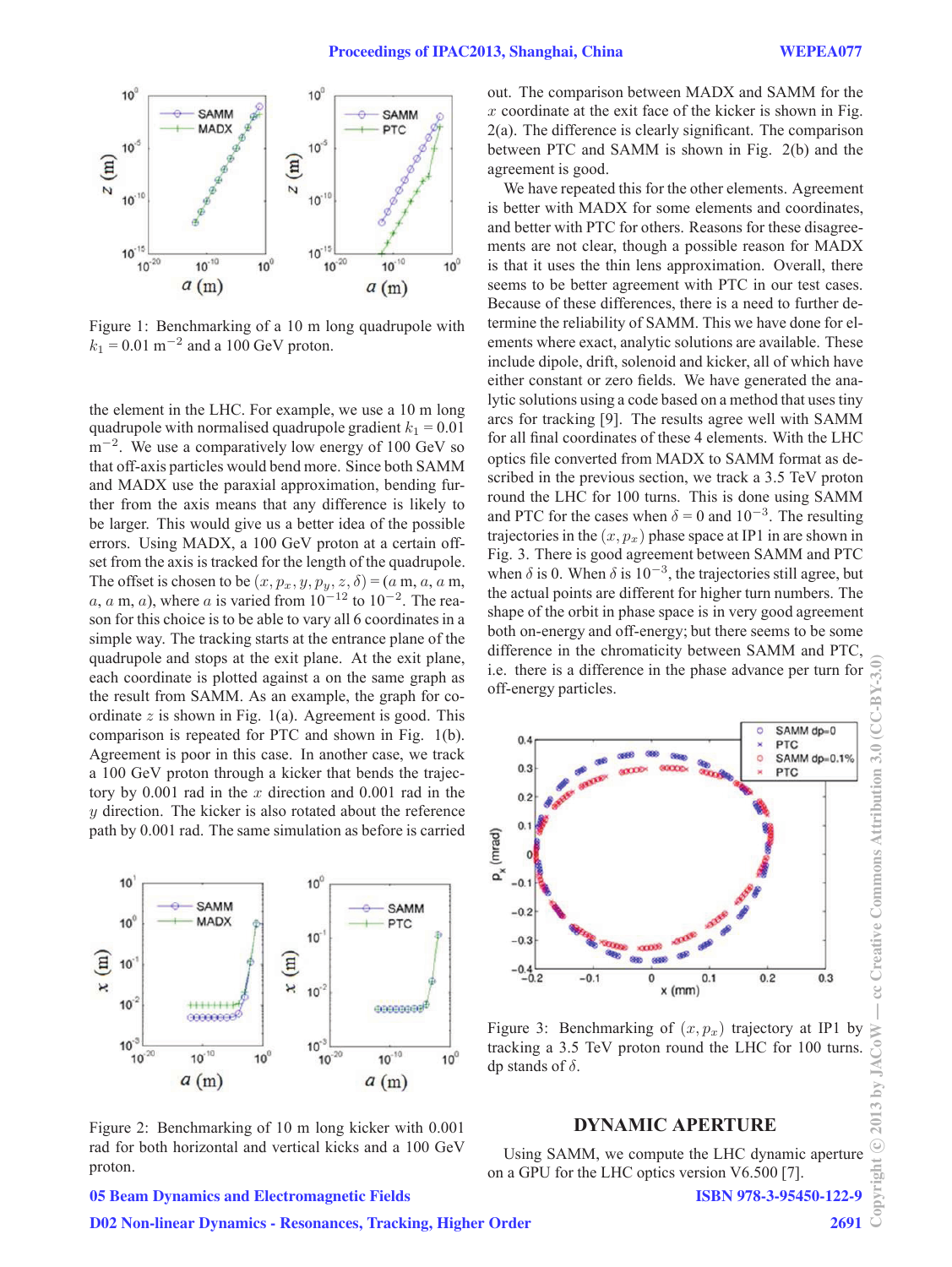Figure 1: Benchmarking of a 10 m long quadrupole with $k_1 = 0.01$ m$^{-2}$ and a 100 GeV proton.

the element in the LHC. For example, we use a 10 m long quadrupole with normalised quadrupole gradient $k_1 = 0.01$ m$^{-2}$. We use a comparatively low energy of 100 GeV so that off-axis particles would bend more. Since both SAMM and MADX use the paraxial approximation, bending further from the axis means that any difference is likely to be larger. This would give us a better idea of the possible errors. Using MADX, a 100 GeV proton at a certain offset from the axis is tracked for the length of the quadrupole. The offset is chosen to be $(x, p_x, y, p_y, z, \delta) = (a$ m, $a$, $a$ m, $a$, $a$ m, $a)$, where $a$ is varied from $10^{-12}$ to $10^{-2}$. The reason for this choice is to be able to vary all 6 coordinates in a simple way. The tracking starts at the entrance plane of the quadrupole and stops at the exit plane. At the exit plane, each coordinate is plotted against a on the same graph as the result from SAMM. As an example, the graph for coordinate $z$ is shown in Fig. 1(a). Agreement is good. This comparison is repeated for PTC and shown in Fig. 1(b). Agreement is poor in this case. In another case, we track a 100 GeV proton through a kicker that bends the trajectory by 0.001 rad in the $x$ direction and 0.001 rad in the $y$ direction. The kicker is also rotated about the reference path by 0.001 rad. The same simulation as before is carried out. The comparison between MADX and SAMM for the $x$ coordinate at the exit face of the kicker is shown in Fig. 2(a). The difference is clearly significant. The comparison between PTC and SAMM is shown in Fig. 2(b) and the agreement is good.

Figure 2: Benchmarking of 10 m long kicker with 0.001 rad for both horizontal and vertical kicks and a 100 GeV proton.

We have repeated this for the other elements. Agreement is better with MADX for some elements and coordinates, and better with PTC for others. Reasons for these disagreements are not clear, though a possible reason for MADX is that it uses the thin lens approximation. Overall, there seems to be better agreement with PTC in our test cases. Because of these differences, there is a need to further determine the reliability of SAMM. This we have done for elements where exact, analytic solutions are available. These include dipole, drift, solenoid and kicker, all of which have either constant or zero fields. We have generated the analytic solutions using a code based on a method that uses tiny arcs for tracking [9]. The results agree well with SAMM for all final coordinates of these 4 elements. With the LHC optics file converted from MADX to SAMM format as described in the previous section, we track a 3.5 TeV proton round the LHC for 100 turns. This is done using SAMM and PTC for the cases when $\delta = 0$ and $10^{-3}$. The resulting trajectories in the $(x, p_x)$ phase space at IP1 in are shown in Fig. 3. There is good agreement between SAMM and PTC when $\delta$ is 0. When $\delta$ is $10^{-3}$, the trajectories still agree, but the actual points are different for higher turn numbers. The shape of the orbit in phase space is in very good agreement both on-energy and off-energy; but there seems to be some difference in the chromaticity between SAMM and PTC, i.e. there is a difference in the phase advance per turn for off-energy particles.

Figure 3: Benchmarking of $(x, p_x)$ trajectory at IP1 by tracking a 3.5 TeV proton round the LHC for 100 turns. dp stands of $\delta$.

## DYNAMIC APERTURE

Using SAMM, we compute the LHC dynamic aperture on a GPU for the LHC optics version V6.500 [7].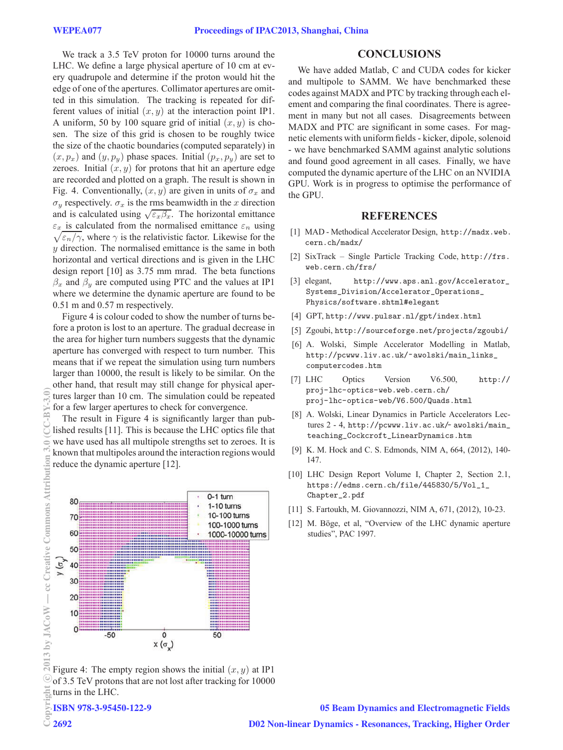We track a 3.5 TeV proton for 10000 turns around the LHC. We define a large physical aperture of 10 cm at every quadrupole and determine if the proton would hit the edge of one of the apertures. Collimator apertures are omitted in this simulation. The tracking is repeated for different values of initial $(x, y)$ at the interaction point IP1. A uniform, 50 by 100 square grid of initial $(x, y)$ is chosen. The size of this grid is chosen to be roughly twice the size of the chaotic boundaries (computed separately) in $(x, p_x)$ and $(y, p_y)$ phase spaces. Initial $(p_x, p_y)$ are set to zeroes. Initial $(x, y)$ for protons that hit an aperture edge are recorded and plotted on a graph. The result is shown in Fig. 4. Conventionally, $(x, y)$ are given in units of $\sigma_x$ and $\sigma_y$ respectively. $\sigma_x$ is the rms beamwidth in the $x$ direction and is calculated using $\sqrt{\varepsilon_x \beta_x}$. The horizontal emittance $\varepsilon_x$ is calculated from the normalised emittance $\varepsilon_n$ using $\sqrt{\varepsilon_n/\gamma}$, where $\gamma$ is the relativistic factor. Likewise for the $y$ direction. The normalised emittance is the same in both horizontal and vertical directions and is given in the LHC design report [10] as 3.75 mm mrad. The beta functions $\beta_x$ and $\beta_y$ are computed using PTC and the values at IP1 where we determine the dynamic aperture are found to be 0.51 m and 0.57 m respectively.

Figure 4 is colour coded to show the number of turns before a proton is lost to an aperture. The gradual decrease in the area for higher turn numbers suggests that the dynamic aperture has converged with respect to turn number. This means that if we repeat the simulation using turn numbers larger than 10000, the result is likely to be similar. On the other hand, that result may still change for physical apertures larger than 10 cm. The simulation could be repeated for a few larger apertures to check for convergence.

The result in Figure 4 is significantly larger than published results [11]. This is because the LHC optics file that we have used has all multipole strengths set to zeroes. It is known that multipoles around the interaction regions would reduce the dynamic aperture [12].

0-1 turn
1-10 turns
10-100 turns
100-1000 turns
1000-10000 turns

80
70
60
50
40
30
20
10
0
y ($\sigma_y$)

-50
0
50
x ($\sigma_x$)

Figure 4: The empty region shows the initial $(x, y)$ at IP1 of 3.5 TeV protons that are not lost after tracking for 10000 turns in the LHC.

## CONCLUSIONS

We have added Matlab, C and CUDA codes for kicker and multipole to SAMM. We have benchmarked these codes against MADX and PTC by tracking through each element and comparing the final coordinates. There is agreement in many but not all cases. Disagreements between MADX and PTC are significant in some cases. For magnetic elements with uniform fields - kicker, dipole, solenoid - we have benchmarked SAMM against analytic solutions and found good agreement in all cases. Finally, we have computed the dynamic aperture of the LHC on an NVIDIA GPU. Work is in progress to optimise the performance of the GPU.

## REFERENCES

[1] MAD - Methodical Accelerator Design, http://madx.web.cern.ch/madx/

[2] SixTrack – Single Particle Tracking Code, http://frs.web.cern.ch/frs/

[3] elegant, http://www.aps.anl.gov/Accelerator_Systems_Division/Accelerator_Operations_Physics/software.shtml#elegant

[4] GPT, http://www.pulsar.nl/gpt/index.html

[5] Zgoubi, http://sourceforge.net/projects/zgoubi/

[6] A. Wolski, Simple Accelerator Modelling in Matlab, http://pcwww.liv.ac.uk/~awolski/main_links_computercodes.htm

[7] LHC Optics Version V6.500, http://proj-lhc-optics-web.web.cern.ch/proj-lhc-optics-web/V6.500/Quads.html

[8] A. Wolski, Linear Dynamics in Particle Accelerators Lectures 2 - 4, http://pcwww.liv.ac.uk/~awolski/main_teaching_Cockcroft_LinearDynamics.htm

[9] K. M. Hock and C. S. Edmonds, NIM A, 664, (2012), 140-147.

[10] LHC Design Report Volume I, Chapter 2, Section 2.1, https://edms.cern.ch/file/445830/5/Vol_1_Chapter_2.pdf

[11] S. Fartoukh, M. Giovannozzi, NIM A, 671, (2012), 10-23.

[12] M. Böge, et al, "Overview of the LHC dynamic aperture studies", PAC 1997.